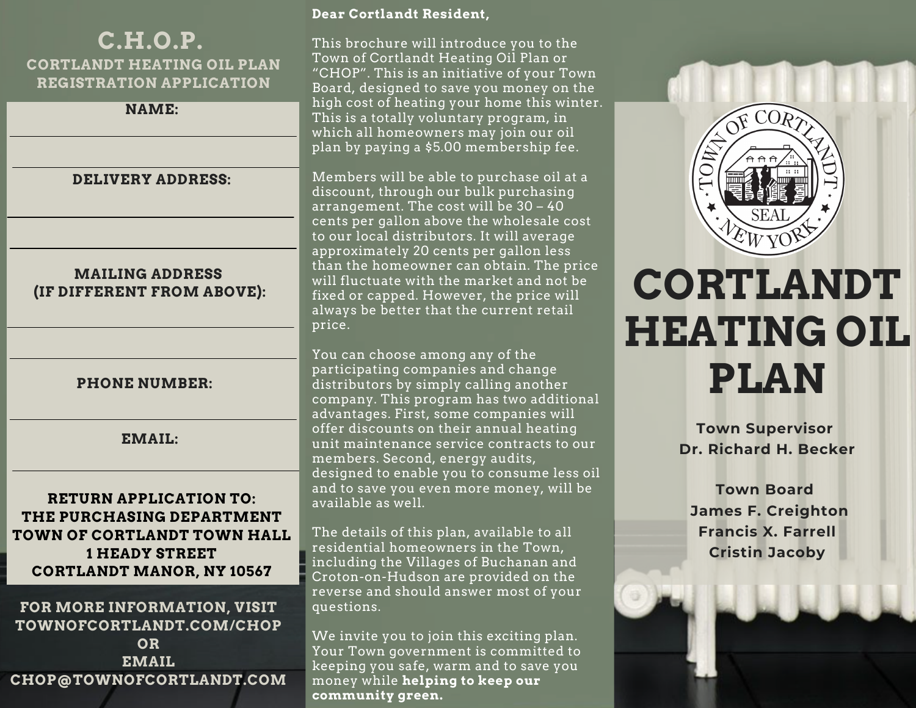# C.H.O.P.

## CORTLANDT HEATING OIL PLAN REGISTRATION APPLICATION

**NAME:**

**DELIVERY ADDRESS:**

**MAILING ADDRESS (IF DIFFERENT FROM ABOVE):**

**PHONE NUMBER:**

**EMAIL:**

**RETURN APPLICATION TO:**
**THE PURCHASING DEPARTMENT**
**TOWN OF CORTLANDT TOWN HALL**
**1 HEADY STREET**
**CORTLANDT MANOR, NY 10567**

**FOR MORE INFORMATION, VISIT TOWNOFCORTLANDT.COM/CHOP OR EMAIL CHOP@TOWNOFCORTLANDT.COM**

**Dear Cortlandt Resident,**

This brochure will introduce you to the Town of Cortlandt Heating Oil Plan or "CHOP". This is an initiative of your Town Board, designed to save you money on the high cost of heating your home this winter. This is a totally voluntary program, in which all homeowners may join our oil plan by paying a $5.00 membership fee.

Members will be able to purchase oil at a discount, through our bulk purchasing arrangement. The cost will be 30 – 40 cents per gallon above the wholesale cost to our local distributors. It will average approximately 20 cents per gallon less than the homeowner can obtain. The price will fluctuate with the market and not be fixed or capped. However, the price will always be better that the current retail price.

You can choose among any of the participating companies and change distributors by simply calling another company. This program has two additional advantages. First, some companies will offer discounts on their annual heating unit maintenance service contracts to our members. Second, energy audits, designed to enable you to consume less oil and to save you even more money, will be available as well.

The details of this plan, available to all residential homeowners in the Town, including the Villages of Buchanan and Croton-on-Hudson are provided on the reverse and should answer most of your questions.

We invite you to join this exciting plan. Your Town government is committed to keeping you safe, warm and to save you money while **helping to keep our community green.**

TOWN OF CORTLANDT SEAL NEW YORK

# CORTLANDT HEATING OIL PLAN

**Town Supervisor**
**Dr. Richard H. Becker**

**Town Board**
**James F. Creighton**
**Francis X. Farrell**
**Cristin Jacoby**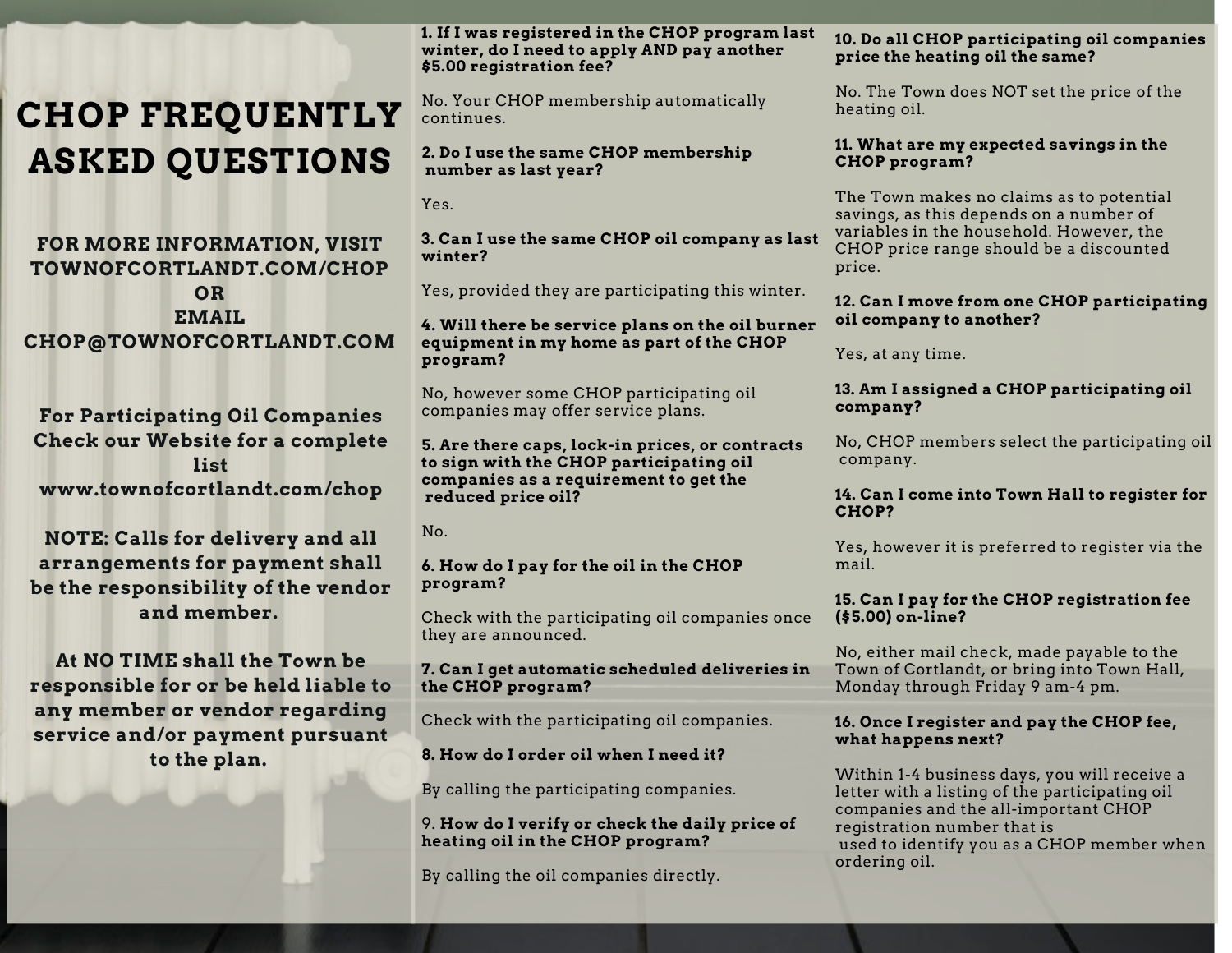# CHOP FREQUENTLY ASKED QUESTIONS

**FOR MORE INFORMATION, VISIT TOWNOFCORTLANDT.COM/CHOP OR EMAIL CHOP@TOWNOFCORTLANDT.COM**

**For Participating Oil Companies Check our Website for a complete list www.townofcortlandt.com/chop**

**NOTE: Calls for delivery and all arrangements for payment shall be the responsibility of the vendor and member.**

**At NO TIME shall the Town be responsible for or be held liable to any member or vendor regarding service and/or payment pursuant to the plan.**

**1. If I was registered in the CHOP program last winter, do I need to apply AND pay another $5.00 registration fee?**

No. Your CHOP membership automatically continues.

**2. Do I use the same CHOP membership number as last year?**

Yes.

**3. Can I use the same CHOP oil company as last winter?**

Yes, provided they are participating this winter.

**4. Will there be service plans on the oil burner equipment in my home as part of the CHOP program?**

No, however some CHOP participating oil companies may offer service plans.

**5. Are there caps, lock-in prices, or contracts to sign with the CHOP participating oil companies as a requirement to get the reduced price oil?**

No.

**6. How do I pay for the oil in the CHOP program?**

Check with the participating oil companies once they are announced.

**7. Can I get automatic scheduled deliveries in the CHOP program?**

Check with the participating oil companies.

**8. How do I order oil when I need it?**

By calling the participating companies.

9. **How do I verify or check the daily price of heating oil in the CHOP program?**

By calling the oil companies directly.

**10. Do all CHOP participating oil companies price the heating oil the same?**

No. The Town does NOT set the price of the heating oil.

**11. What are my expected savings in the CHOP program?**

The Town makes no claims as to potential savings, as this depends on a number of variables in the household. However, the CHOP price range should be a discounted price.

**12. Can I move from one CHOP participating oil company to another?**

Yes, at any time.

**13. Am I assigned a CHOP participating oil company?**

No, CHOP members select the participating oil company.

**14. Can I come into Town Hall to register for CHOP?**

Yes, however it is preferred to register via the mail.

**15. Can I pay for the CHOP registration fee ($5.00) on-line?**

No, either mail check, made payable to the Town of Cortlandt, or bring into Town Hall, Monday through Friday 9 am-4 pm.

**16. Once I register and pay the CHOP fee, what happens next?**

Within 1-4 business days, you will receive a letter with a listing of the participating oil companies and the all-important CHOP registration number that is used to identify you as a CHOP member when ordering oil.